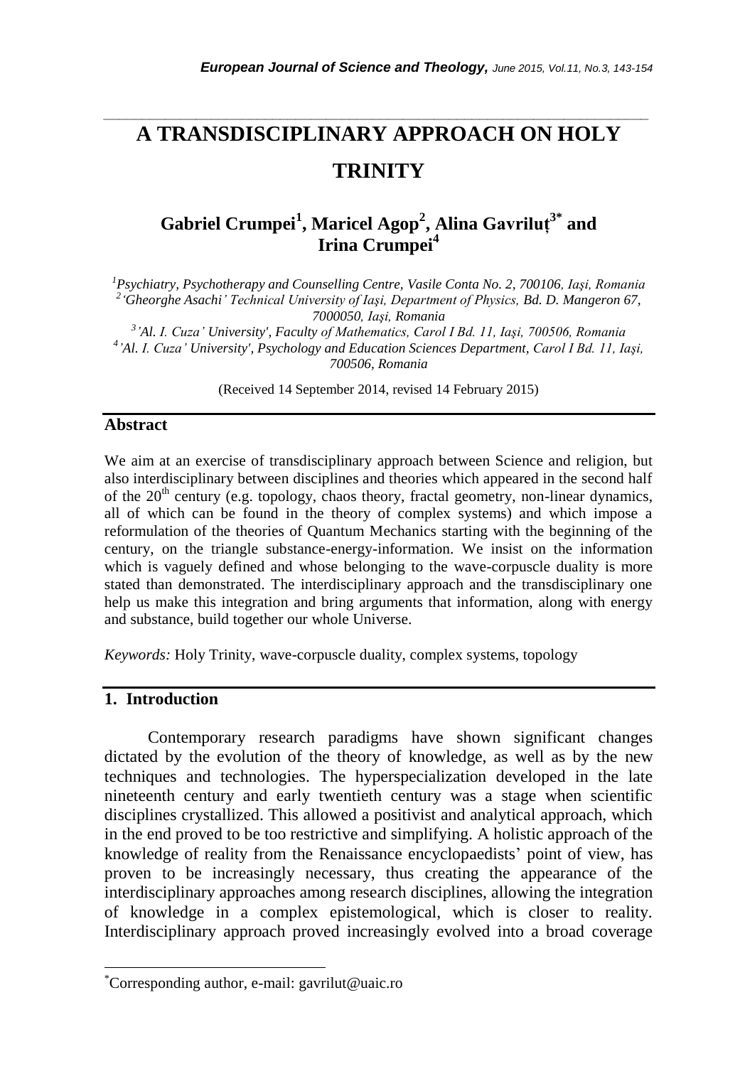# A TRANSDISCIPLINARY APPROACH ON HOLY TRINITY

## Gabriel Crumpei[1], Maricel Agop[2], Alina Gavriluț[3*] and Irina Crumpei[4]

*[1]Psychiatry, Psychotherapy and Counselling Centre, Vasile Conta No. 2, 700106, Iaşi, Romania*
*[2]'Gheorghe Asachi' Technical University of Iaşi, Department of Physics, Bd. D. Mangeron 67, 7000050, Iaşi, Romania*
*[3]'Al. I. Cuza' University', Faculty of Mathematics, Carol I Bd. 11, Iaşi, 700506, Romania*
*[4]'Al. I. Cuza' University', Psychology and Education Sciences Department, Carol I Bd. 11, Iaşi, 700506, Romania*

(Received 14 September 2014, revised 14 February 2015)

## Abstract

We aim at an exercise of transdisciplinary approach between Science and religion, but also interdisciplinary between disciplines and theories which appeared in the second half of the 20th century (e.g. topology, chaos theory, fractal geometry, non-linear dynamics, all of which can be found in the theory of complex systems) and which impose a reformulation of the theories of Quantum Mechanics starting with the beginning of the century, on the triangle substance-energy-information. We insist on the information which is vaguely defined and whose belonging to the wave-corpuscle duality is more stated than demonstrated. The interdisciplinary approach and the transdisciplinary one help us make this integration and bring arguments that information, along with energy and substance, build together our whole Universe.

*Keywords:* Holy Trinity, wave-corpuscle duality, complex systems, topology

## 1. Introduction

Contemporary research paradigms have shown significant changes dictated by the evolution of the theory of knowledge, as well as by the new techniques and technologies. The hyperspecialization developed in the late nineteenth century and early twentieth century was a stage when scientific disciplines crystallized. This allowed a positivist and analytical approach, which in the end proved to be too restrictive and simplifying. A holistic approach of the knowledge of reality from the Renaissance encyclopaedists' point of view, has proven to be increasingly necessary, thus creating the appearance of the interdisciplinary approaches among research disciplines, allowing the integration of knowledge in a complex epistemological, which is closer to reality. Interdisciplinary approach proved increasingly evolved into a broad coverage

*Corresponding author, e-mail: gavrilut@uaic.ro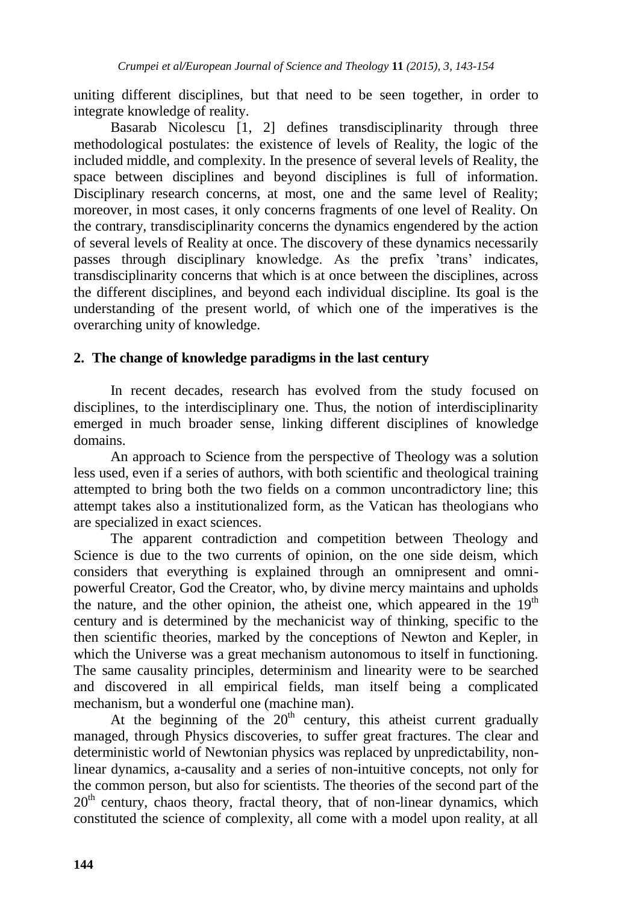uniting different disciplines, but that need to be seen together, in order to integrate knowledge of reality.

Basarab Nicolescu [1, 2] defines transdisciplinarity through three methodological postulates: the existence of levels of Reality, the logic of the included middle, and complexity. In the presence of several levels of Reality, the space between disciplines and beyond disciplines is full of information. Disciplinary research concerns, at most, one and the same level of Reality; moreover, in most cases, it only concerns fragments of one level of Reality. On the contrary, transdisciplinarity concerns the dynamics engendered by the action of several levels of Reality at once. The discovery of these dynamics necessarily passes through disciplinary knowledge. As the prefix 'trans' indicates, transdisciplinarity concerns that which is at once between the disciplines, across the different disciplines, and beyond each individual discipline. Its goal is the understanding of the present world, of which one of the imperatives is the overarching unity of knowledge.

## 2. The change of knowledge paradigms in the last century

In recent decades, research has evolved from the study focused on disciplines, to the interdisciplinary one. Thus, the notion of interdisciplinarity emerged in much broader sense, linking different disciplines of knowledge domains.

An approach to Science from the perspective of Theology was a solution less used, even if a series of authors, with both scientific and theological training attempted to bring both the two fields on a common uncontradictory line; this attempt takes also a institutionalized form, as the Vatican has theologians who are specialized in exact sciences.

The apparent contradiction and competition between Theology and Science is due to the two currents of opinion, on the one side deism, which considers that everything is explained through an omnipresent and omni-powerful Creator, God the Creator, who, by divine mercy maintains and upholds the nature, and the other opinion, the atheist one, which appeared in the 19th century and is determined by the mechanicist way of thinking, specific to the then scientific theories, marked by the conceptions of Newton and Kepler, in which the Universe was a great mechanism autonomous to itself in functioning. The same causality principles, determinism and linearity were to be searched and discovered in all empirical fields, man itself being a complicated mechanism, but a wonderful one (machine man).

At the beginning of the 20th century, this atheist current gradually managed, through Physics discoveries, to suffer great fractures. The clear and deterministic world of Newtonian physics was replaced by unpredictability, non-linear dynamics, a-causality and a series of non-intuitive concepts, not only for the common person, but also for scientists. The theories of the second part of the 20th century, chaos theory, fractal theory, that of non-linear dynamics, which constituted the science of complexity, all come with a model upon reality, at all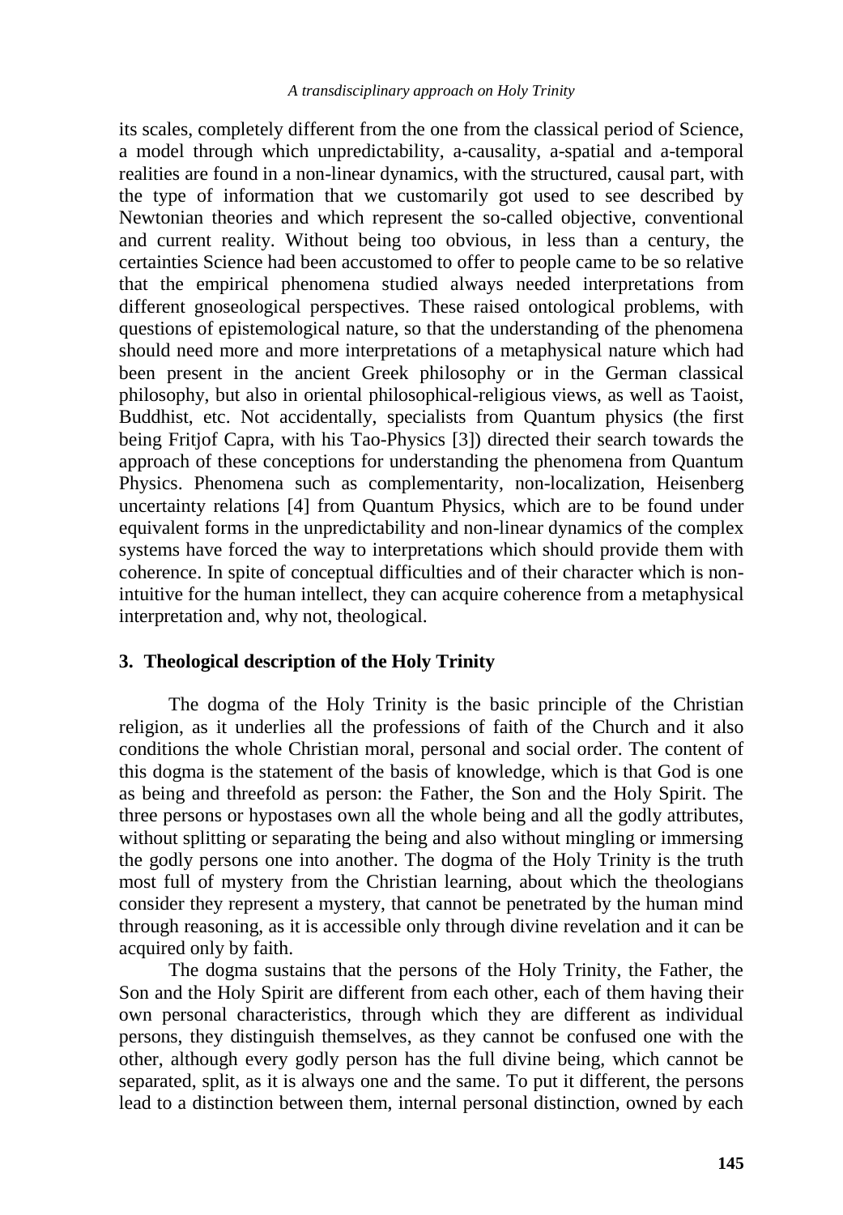its scales, completely different from the one from the classical period of Science, a model through which unpredictability, a-causality, a-spatial and a-temporal realities are found in a non-linear dynamics, with the structured, causal part, with the type of information that we customarily got used to see described by Newtonian theories and which represent the so-called objective, conventional and current reality. Without being too obvious, in less than a century, the certainties Science had been accustomed to offer to people came to be so relative that the empirical phenomena studied always needed interpretations from different gnoseological perspectives. These raised ontological problems, with questions of epistemological nature, so that the understanding of the phenomena should need more and more interpretations of a metaphysical nature which had been present in the ancient Greek philosophy or in the German classical philosophy, but also in oriental philosophical-religious views, as well as Taoist, Buddhist, etc. Not accidentally, specialists from Quantum physics (the first being Fritjof Capra, with his Tao-Physics [3]) directed their search towards the approach of these conceptions for understanding the phenomena from Quantum Physics. Phenomena such as complementarity, non-localization, Heisenberg uncertainty relations [4] from Quantum Physics, which are to be found under equivalent forms in the unpredictability and non-linear dynamics of the complex systems have forced the way to interpretations which should provide them with coherence. In spite of conceptual difficulties and of their character which is non-intuitive for the human intellect, they can acquire coherence from a metaphysical interpretation and, why not, theological.

## 3. Theological description of the Holy Trinity

The dogma of the Holy Trinity is the basic principle of the Christian religion, as it underlies all the professions of faith of the Church and it also conditions the whole Christian moral, personal and social order. The content of this dogma is the statement of the basis of knowledge, which is that God is one as being and threefold as person: the Father, the Son and the Holy Spirit. The three persons or hypostases own all the whole being and all the godly attributes, without splitting or separating the being and also without mingling or immersing the godly persons one into another. The dogma of the Holy Trinity is the truth most full of mystery from the Christian learning, about which the theologians consider they represent a mystery, that cannot be penetrated by the human mind through reasoning, as it is accessible only through divine revelation and it can be acquired only by faith.

The dogma sustains that the persons of the Holy Trinity, the Father, the Son and the Holy Spirit are different from each other, each of them having their own personal characteristics, through which they are different as individual persons, they distinguish themselves, as they cannot be confused one with the other, although every godly person has the full divine being, which cannot be separated, split, as it is always one and the same. To put it different, the persons lead to a distinction between them, internal personal distinction, owned by each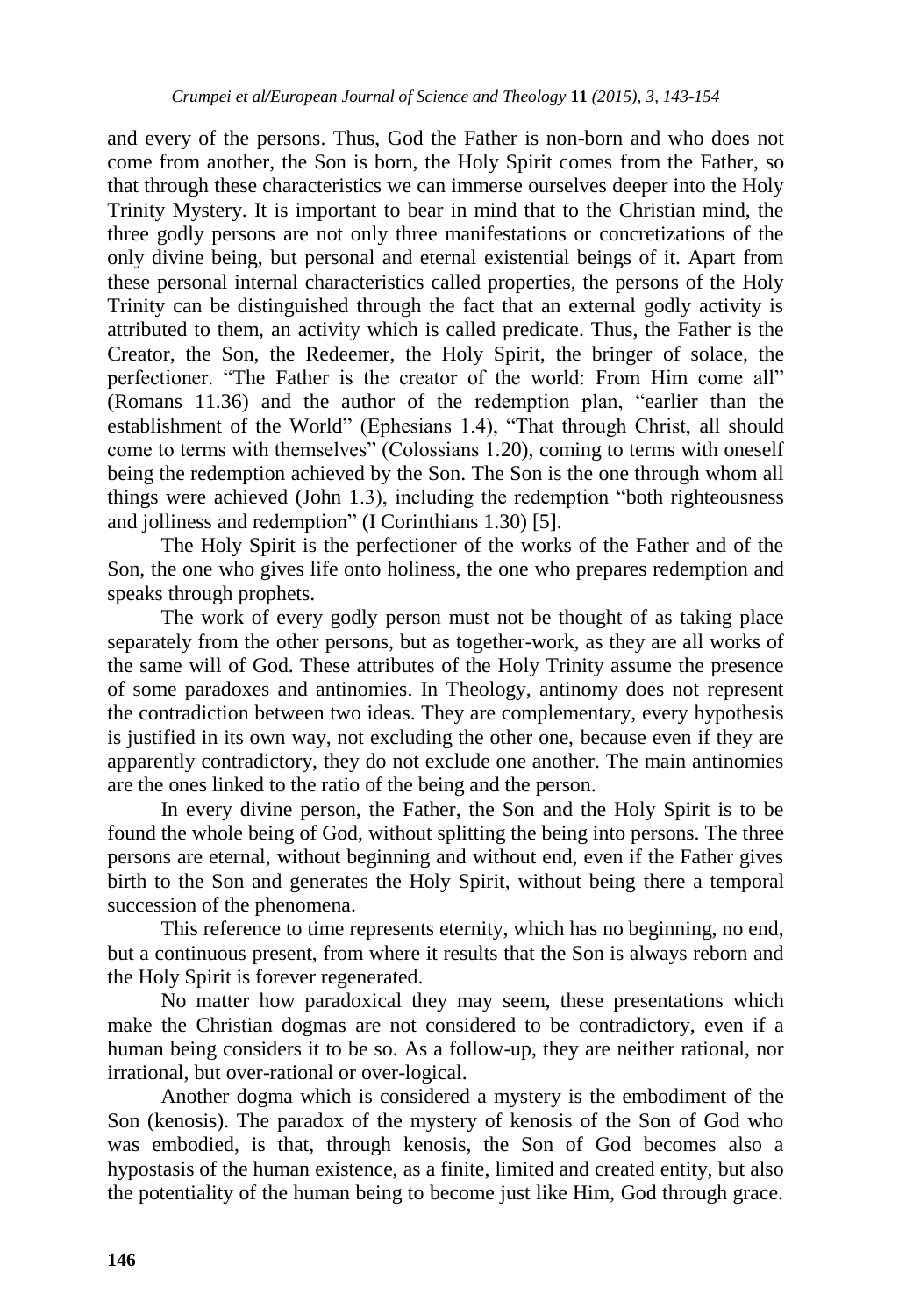and every of the persons. Thus, God the Father is non-born and who does not come from another, the Son is born, the Holy Spirit comes from the Father, so that through these characteristics we can immerse ourselves deeper into the Holy Trinity Mystery. It is important to bear in mind that to the Christian mind, the three godly persons are not only three manifestations or concretizations of the only divine being, but personal and eternal existential beings of it. Apart from these personal internal characteristics called properties, the persons of the Holy Trinity can be distinguished through the fact that an external godly activity is attributed to them, an activity which is called predicate. Thus, the Father is the Creator, the Son, the Redeemer, the Holy Spirit, the bringer of solace, the perfectioner. "The Father is the creator of the world: From Him come all" (Romans 11.36) and the author of the redemption plan, "earlier than the establishment of the World" (Ephesians 1.4), "That through Christ, all should come to terms with themselves" (Colossians 1.20), coming to terms with oneself being the redemption achieved by the Son. The Son is the one through whom all things were achieved (John 1.3), including the redemption "both righteousness and jolliness and redemption" (I Corinthians 1.30) [5].

The Holy Spirit is the perfectioner of the works of the Father and of the Son, the one who gives life onto holiness, the one who prepares redemption and speaks through prophets.

The work of every godly person must not be thought of as taking place separately from the other persons, but as together-work, as they are all works of the same will of God. These attributes of the Holy Trinity assume the presence of some paradoxes and antinomies. In Theology, antinomy does not represent the contradiction between two ideas. They are complementary, every hypothesis is justified in its own way, not excluding the other one, because even if they are apparently contradictory, they do not exclude one another. The main antinomies are the ones linked to the ratio of the being and the person.

In every divine person, the Father, the Son and the Holy Spirit is to be found the whole being of God, without splitting the being into persons. The three persons are eternal, without beginning and without end, even if the Father gives birth to the Son and generates the Holy Spirit, without being there a temporal succession of the phenomena.

This reference to time represents eternity, which has no beginning, no end, but a continuous present, from where it results that the Son is always reborn and the Holy Spirit is forever regenerated.

No matter how paradoxical they may seem, these presentations which make the Christian dogmas are not considered to be contradictory, even if a human being considers it to be so. As a follow-up, they are neither rational, nor irrational, but over-rational or over-logical.

Another dogma which is considered a mystery is the embodiment of the Son (kenosis). The paradox of the mystery of kenosis of the Son of God who was embodied, is that, through kenosis, the Son of God becomes also a hypostasis of the human existence, as a finite, limited and created entity, but also the potentiality of the human being to become just like Him, God through grace.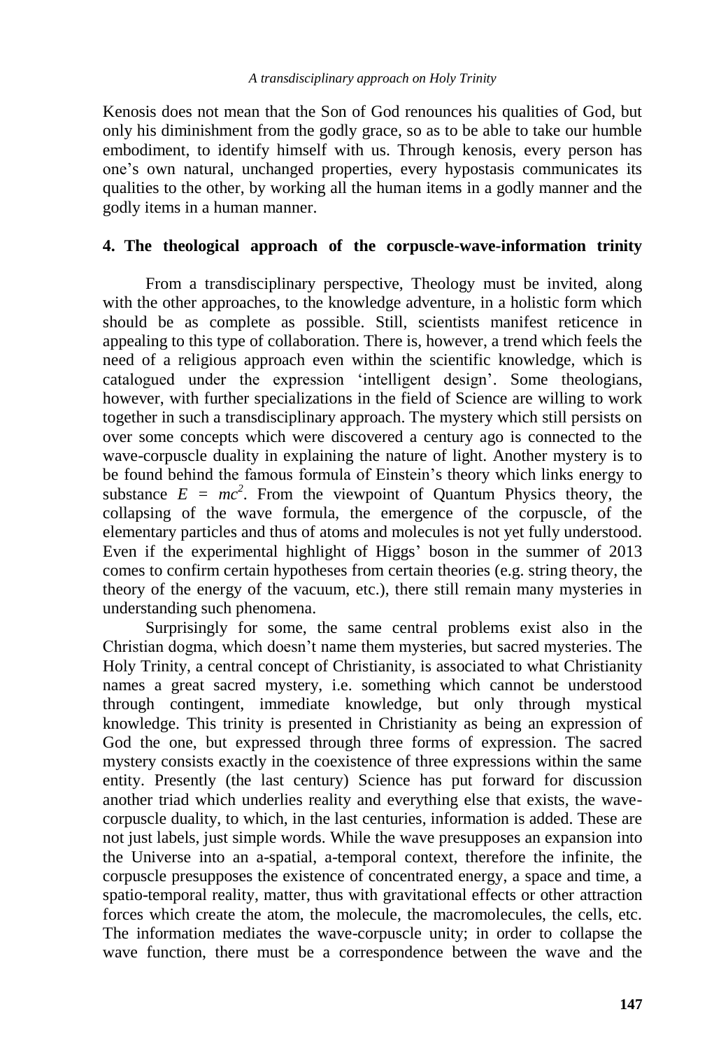Kenosis does not mean that the Son of God renounces his qualities of God, but only his diminishment from the godly grace, so as to be able to take our humble embodiment, to identify himself with us. Through kenosis, every person has one's own natural, unchanged properties, every hypostasis communicates its qualities to the other, by working all the human items in a godly manner and the godly items in a human manner.

## 4. The theological approach of the corpuscle-wave-information trinity

From a transdisciplinary perspective, Theology must be invited, along with the other approaches, to the knowledge adventure, in a holistic form which should be as complete as possible. Still, scientists manifest reticence in appealing to this type of collaboration. There is, however, a trend which feels the need of a religious approach even within the scientific knowledge, which is catalogued under the expression 'intelligent design'. Some theologians, however, with further specializations in the field of Science are willing to work together in such a transdisciplinary approach. The mystery which still persists on over some concepts which were discovered a century ago is connected to the wave-corpuscle duality in explaining the nature of light. Another mystery is to be found behind the famous formula of Einstein's theory which links energy to substance $E = mc^2$. From the viewpoint of Quantum Physics theory, the collapsing of the wave formula, the emergence of the corpuscle, of the elementary particles and thus of atoms and molecules is not yet fully understood. Even if the experimental highlight of Higgs' boson in the summer of 2013 comes to confirm certain hypotheses from certain theories (e.g. string theory, the theory of the energy of the vacuum, etc.), there still remain many mysteries in understanding such phenomena.

Surprisingly for some, the same central problems exist also in the Christian dogma, which doesn't name them mysteries, but sacred mysteries. The Holy Trinity, a central concept of Christianity, is associated to what Christianity names a great sacred mystery, i.e. something which cannot be understood through contingent, immediate knowledge, but only through mystical knowledge. This trinity is presented in Christianity as being an expression of God the one, but expressed through three forms of expression. The sacred mystery consists exactly in the coexistence of three expressions within the same entity. Presently (the last century) Science has put forward for discussion another triad which underlies reality and everything else that exists, the wave-corpuscle duality, to which, in the last centuries, information is added. These are not just labels, just simple words. While the wave presupposes an expansion into the Universe into an a-spatial, a-temporal context, therefore the infinite, the corpuscle presupposes the existence of concentrated energy, a space and time, a spatio-temporal reality, matter, thus with gravitational effects or other attraction forces which create the atom, the molecule, the macromolecules, the cells, etc. The information mediates the wave-corpuscle unity; in order to collapse the wave function, there must be a correspondence between the wave and the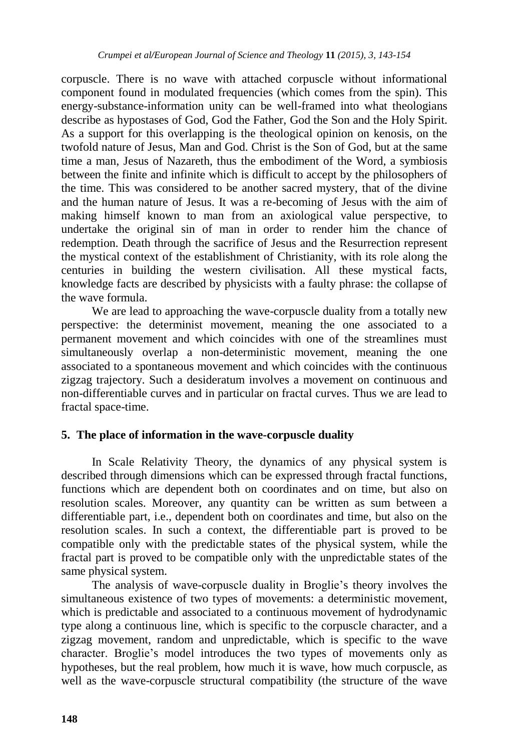corpuscle. There is no wave with attached corpuscle without informational component found in modulated frequencies (which comes from the spin). This energy-substance-information unity can be well-framed into what theologians describe as hypostases of God, God the Father, God the Son and the Holy Spirit. As a support for this overlapping is the theological opinion on kenosis, on the twofold nature of Jesus, Man and God. Christ is the Son of God, but at the same time a man, Jesus of Nazareth, thus the embodiment of the Word, a symbiosis between the finite and infinite which is difficult to accept by the philosophers of the time. This was considered to be another sacred mystery, that of the divine and the human nature of Jesus. It was a re-becoming of Jesus with the aim of making himself known to man from an axiological value perspective, to undertake the original sin of man in order to render him the chance of redemption. Death through the sacrifice of Jesus and the Resurrection represent the mystical context of the establishment of Christianity, with its role along the centuries in building the western civilisation. All these mystical facts, knowledge facts are described by physicists with a faulty phrase: the collapse of the wave formula.

We are lead to approaching the wave-corpuscle duality from a totally new perspective: the determinist movement, meaning the one associated to a permanent movement and which coincides with one of the streamlines must simultaneously overlap a non-deterministic movement, meaning the one associated to a spontaneous movement and which coincides with the continuous zigzag trajectory. Such a desideratum involves a movement on continuous and non-differentiable curves and in particular on fractal curves. Thus we are lead to fractal space-time.

## 5. The place of information in the wave-corpuscle duality

In Scale Relativity Theory, the dynamics of any physical system is described through dimensions which can be expressed through fractal functions, functions which are dependent both on coordinates and on time, but also on resolution scales. Moreover, any quantity can be written as sum between a differentiable part, i.e., dependent both on coordinates and time, but also on the resolution scales. In such a context, the differentiable part is proved to be compatible only with the predictable states of the physical system, while the fractal part is proved to be compatible only with the unpredictable states of the same physical system.

The analysis of wave-corpuscle duality in Broglie's theory involves the simultaneous existence of two types of movements: a deterministic movement, which is predictable and associated to a continuous movement of hydrodynamic type along a continuous line, which is specific to the corpuscle character, and a zigzag movement, random and unpredictable, which is specific to the wave character. Broglie's model introduces the two types of movements only as hypotheses, but the real problem, how much it is wave, how much corpuscle, as well as the wave-corpuscle structural compatibility (the structure of the wave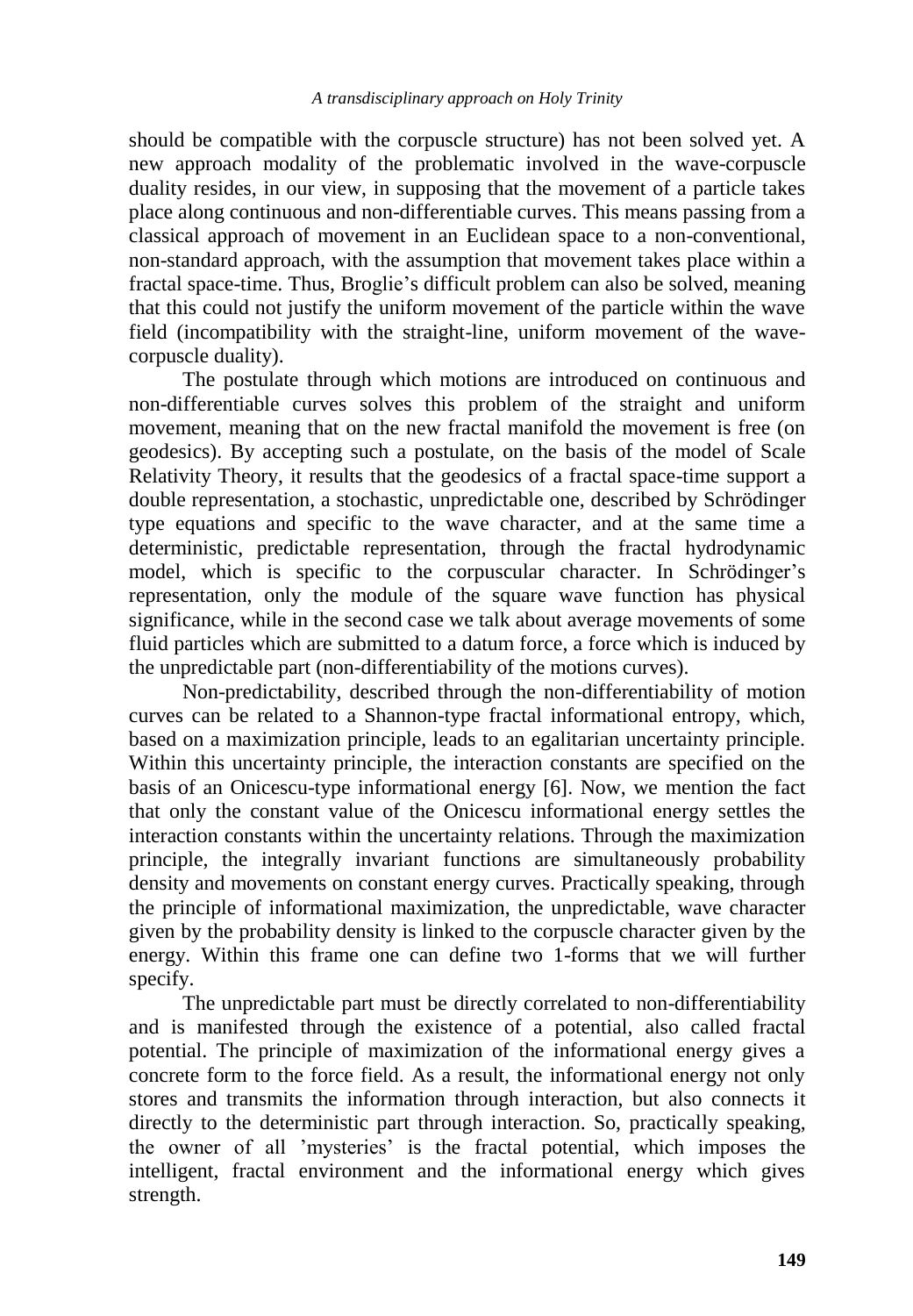should be compatible with the corpuscle structure) has not been solved yet. A new approach modality of the problematic involved in the wave-corpuscle duality resides, in our view, in supposing that the movement of a particle takes place along continuous and non-differentiable curves. This means passing from a classical approach of movement in an Euclidean space to a non-conventional, non-standard approach, with the assumption that movement takes place within a fractal space-time. Thus, Broglie's difficult problem can also be solved, meaning that this could not justify the uniform movement of the particle within the wave field (incompatibility with the straight-line, uniform movement of the wave-corpuscle duality).

The postulate through which motions are introduced on continuous and non-differentiable curves solves this problem of the straight and uniform movement, meaning that on the new fractal manifold the movement is free (on geodesics). By accepting such a postulate, on the basis of the model of Scale Relativity Theory, it results that the geodesics of a fractal space-time support a double representation, a stochastic, unpredictable one, described by Schrödinger type equations and specific to the wave character, and at the same time a deterministic, predictable representation, through the fractal hydrodynamic model, which is specific to the corpuscular character. In Schrödinger's representation, only the module of the square wave function has physical significance, while in the second case we talk about average movements of some fluid particles which are submitted to a datum force, a force which is induced by the unpredictable part (non-differentiability of the motions curves).

Non-predictability, described through the non-differentiability of motion curves can be related to a Shannon-type fractal informational entropy, which, based on a maximization principle, leads to an egalitarian uncertainty principle. Within this uncertainty principle, the interaction constants are specified on the basis of an Onicescu-type informational energy [6]. Now, we mention the fact that only the constant value of the Onicescu informational energy settles the interaction constants within the uncertainty relations. Through the maximization principle, the integrally invariant functions are simultaneously probability density and movements on constant energy curves. Practically speaking, through the principle of informational maximization, the unpredictable, wave character given by the probability density is linked to the corpuscle character given by the energy. Within this frame one can define two 1-forms that we will further specify.

The unpredictable part must be directly correlated to non-differentiability and is manifested through the existence of a potential, also called fractal potential. The principle of maximization of the informational energy gives a concrete form to the force field. As a result, the informational energy not only stores and transmits the information through interaction, but also connects it directly to the deterministic part through interaction. So, practically speaking, the owner of all 'mysteries' is the fractal potential, which imposes the intelligent, fractal environment and the informational energy which gives strength.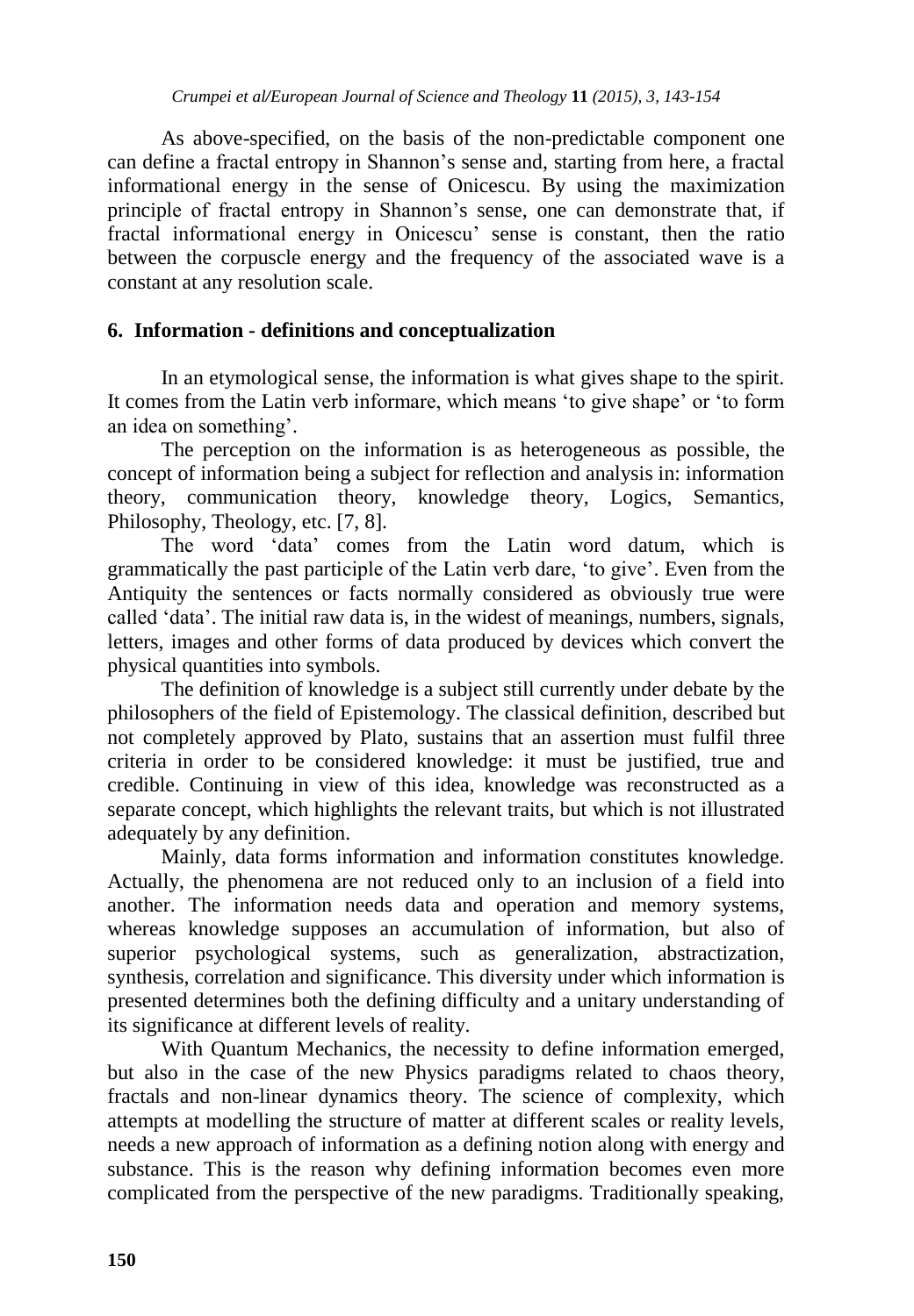As above-specified, on the basis of the non-predictable component one can define a fractal entropy in Shannon's sense and, starting from here, a fractal informational energy in the sense of Onicescu. By using the maximization principle of fractal entropy in Shannon's sense, one can demonstrate that, if fractal informational energy in Onicescu' sense is constant, then the ratio between the corpuscle energy and the frequency of the associated wave is a constant at any resolution scale.

## 6. Information - definitions and conceptualization

In an etymological sense, the information is what gives shape to the spirit. It comes from the Latin verb informare, which means 'to give shape' or 'to form an idea on something'.

The perception on the information is as heterogeneous as possible, the concept of information being a subject for reflection and analysis in: information theory, communication theory, knowledge theory, Logics, Semantics, Philosophy, Theology, etc. [7, 8].

The word 'data' comes from the Latin word datum, which is grammatically the past participle of the Latin verb dare, 'to give'. Even from the Antiquity the sentences or facts normally considered as obviously true were called 'data'. The initial raw data is, in the widest of meanings, numbers, signals, letters, images and other forms of data produced by devices which convert the physical quantities into symbols.

The definition of knowledge is a subject still currently under debate by the philosophers of the field of Epistemology. The classical definition, described but not completely approved by Plato, sustains that an assertion must fulfil three criteria in order to be considered knowledge: it must be justified, true and credible. Continuing in view of this idea, knowledge was reconstructed as a separate concept, which highlights the relevant traits, but which is not illustrated adequately by any definition.

Mainly, data forms information and information constitutes knowledge. Actually, the phenomena are not reduced only to an inclusion of a field into another. The information needs data and operation and memory systems, whereas knowledge supposes an accumulation of information, but also of superior psychological systems, such as generalization, abstractization, synthesis, correlation and significance. This diversity under which information is presented determines both the defining difficulty and a unitary understanding of its significance at different levels of reality.

With Quantum Mechanics, the necessity to define information emerged, but also in the case of the new Physics paradigms related to chaos theory, fractals and non-linear dynamics theory. The science of complexity, which attempts at modelling the structure of matter at different scales or reality levels, needs a new approach of information as a defining notion along with energy and substance. This is the reason why defining information becomes even more complicated from the perspective of the new paradigms. Traditionally speaking,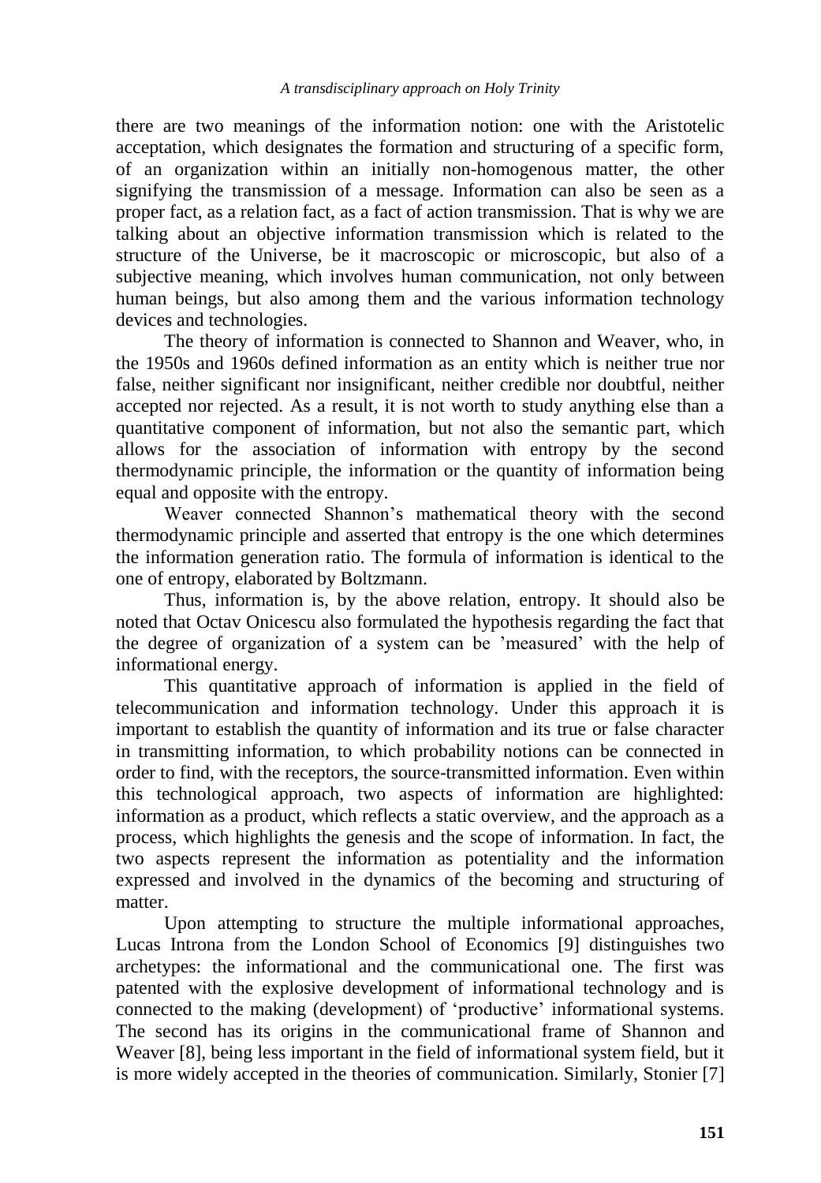there are two meanings of the information notion: one with the Aristotelic acceptation, which designates the formation and structuring of a specific form, of an organization within an initially non-homogenous matter, the other signifying the transmission of a message. Information can also be seen as a proper fact, as a relation fact, as a fact of action transmission. That is why we are talking about an objective information transmission which is related to the structure of the Universe, be it macroscopic or microscopic, but also of a subjective meaning, which involves human communication, not only between human beings, but also among them and the various information technology devices and technologies.

The theory of information is connected to Shannon and Weaver, who, in the 1950s and 1960s defined information as an entity which is neither true nor false, neither significant nor insignificant, neither credible nor doubtful, neither accepted nor rejected. As a result, it is not worth to study anything else than a quantitative component of information, but not also the semantic part, which allows for the association of information with entropy by the second thermodynamic principle, the information or the quantity of information being equal and opposite with the entropy.

Weaver connected Shannon's mathematical theory with the second thermodynamic principle and asserted that entropy is the one which determines the information generation ratio. The formula of information is identical to the one of entropy, elaborated by Boltzmann.

Thus, information is, by the above relation, entropy. It should also be noted that Octav Onicescu also formulated the hypothesis regarding the fact that the degree of organization of a system can be 'measured' with the help of informational energy.

This quantitative approach of information is applied in the field of telecommunication and information technology. Under this approach it is important to establish the quantity of information and its true or false character in transmitting information, to which probability notions can be connected in order to find, with the receptors, the source-transmitted information. Even within this technological approach, two aspects of information are highlighted: information as a product, which reflects a static overview, and the approach as a process, which highlights the genesis and the scope of information. In fact, the two aspects represent the information as potentiality and the information expressed and involved in the dynamics of the becoming and structuring of matter.

Upon attempting to structure the multiple informational approaches, Lucas Introna from the London School of Economics [9] distinguishes two archetypes: the informational and the communicational one. The first was patented with the explosive development of informational technology and is connected to the making (development) of 'productive' informational systems. The second has its origins in the communicational frame of Shannon and Weaver [8], being less important in the field of informational system field, but it is more widely accepted in the theories of communication. Similarly, Stonier [7]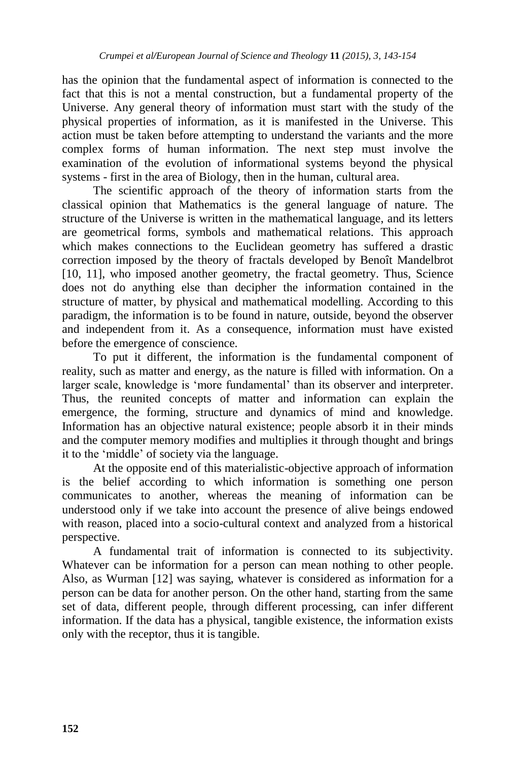has the opinion that the fundamental aspect of information is connected to the fact that this is not a mental construction, but a fundamental property of the Universe. Any general theory of information must start with the study of the physical properties of information, as it is manifested in the Universe. This action must be taken before attempting to understand the variants and the more complex forms of human information. The next step must involve the examination of the evolution of informational systems beyond the physical systems - first in the area of Biology, then in the human, cultural area.

The scientific approach of the theory of information starts from the classical opinion that Mathematics is the general language of nature. The structure of the Universe is written in the mathematical language, and its letters are geometrical forms, symbols and mathematical relations. This approach which makes connections to the Euclidean geometry has suffered a drastic correction imposed by the theory of fractals developed by Benoît Mandelbrot [10, 11], who imposed another geometry, the fractal geometry. Thus, Science does not do anything else than decipher the information contained in the structure of matter, by physical and mathematical modelling. According to this paradigm, the information is to be found in nature, outside, beyond the observer and independent from it. As a consequence, information must have existed before the emergence of conscience.

To put it different, the information is the fundamental component of reality, such as matter and energy, as the nature is filled with information. On a larger scale, knowledge is 'more fundamental' than its observer and interpreter. Thus, the reunited concepts of matter and information can explain the emergence, the forming, structure and dynamics of mind and knowledge. Information has an objective natural existence; people absorb it in their minds and the computer memory modifies and multiplies it through thought and brings it to the 'middle' of society via the language.

At the opposite end of this materialistic-objective approach of information is the belief according to which information is something one person communicates to another, whereas the meaning of information can be understood only if we take into account the presence of alive beings endowed with reason, placed into a socio-cultural context and analyzed from a historical perspective.

A fundamental trait of information is connected to its subjectivity. Whatever can be information for a person can mean nothing to other people. Also, as Wurman [12] was saying, whatever is considered as information for a person can be data for another person. On the other hand, starting from the same set of data, different people, through different processing, can infer different information. If the data has a physical, tangible existence, the information exists only with the receptor, thus it is tangible.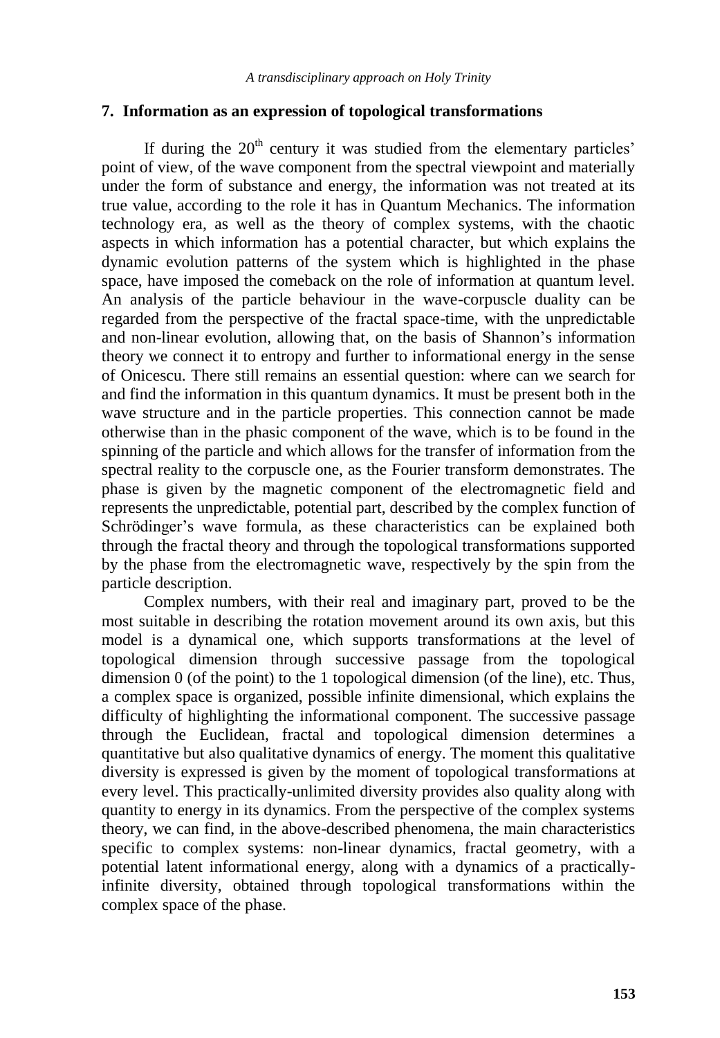## 7. Information as an expression of topological transformations

If during the $20^{th}$ century it was studied from the elementary particles' point of view, of the wave component from the spectral viewpoint and materially under the form of substance and energy, the information was not treated at its true value, according to the role it has in Quantum Mechanics. The information technology era, as well as the theory of complex systems, with the chaotic aspects in which information has a potential character, but which explains the dynamic evolution patterns of the system which is highlighted in the phase space, have imposed the comeback on the role of information at quantum level. An analysis of the particle behaviour in the wave-corpuscle duality can be regarded from the perspective of the fractal space-time, with the unpredictable and non-linear evolution, allowing that, on the basis of Shannon's information theory we connect it to entropy and further to informational energy in the sense of Onicescu. There still remains an essential question: where can we search for and find the information in this quantum dynamics. It must be present both in the wave structure and in the particle properties. This connection cannot be made otherwise than in the phasic component of the wave, which is to be found in the spinning of the particle and which allows for the transfer of information from the spectral reality to the corpuscle one, as the Fourier transform demonstrates. The phase is given by the magnetic component of the electromagnetic field and represents the unpredictable, potential part, described by the complex function of Schrödinger's wave formula, as these characteristics can be explained both through the fractal theory and through the topological transformations supported by the phase from the electromagnetic wave, respectively by the spin from the particle description.

Complex numbers, with their real and imaginary part, proved to be the most suitable in describing the rotation movement around its own axis, but this model is a dynamical one, which supports transformations at the level of topological dimension through successive passage from the topological dimension 0 (of the point) to the 1 topological dimension (of the line), etc. Thus, a complex space is organized, possible infinite dimensional, which explains the difficulty of highlighting the informational component. The successive passage through the Euclidean, fractal and topological dimension determines a quantitative but also qualitative dynamics of energy. The moment this qualitative diversity is expressed is given by the moment of topological transformations at every level. This practically-unlimited diversity provides also quality along with quantity to energy in its dynamics. From the perspective of the complex systems theory, we can find, in the above-described phenomena, the main characteristics specific to complex systems: non-linear dynamics, fractal geometry, with a potential latent informational energy, along with a dynamics of a practically-infinite diversity, obtained through topological transformations within the complex space of the phase.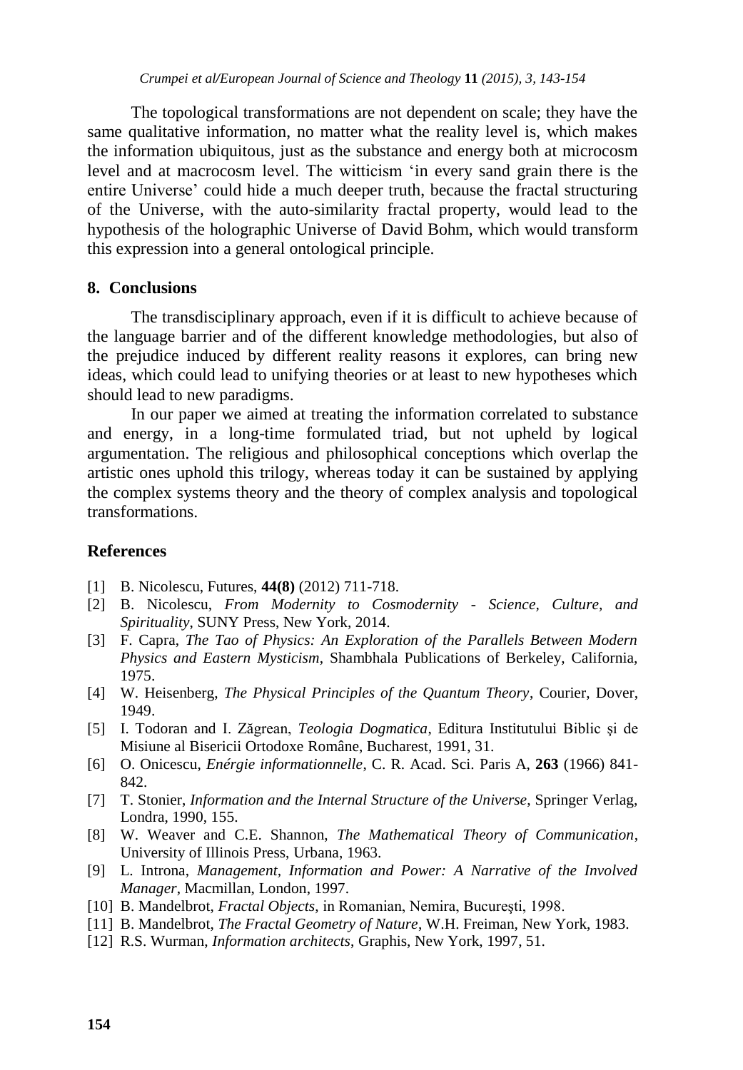The topological transformations are not dependent on scale; they have the same qualitative information, no matter what the reality level is, which makes the information ubiquitous, just as the substance and energy both at microcosm level and at macrocosm level. The witticism 'in every sand grain there is the entire Universe' could hide a much deeper truth, because the fractal structuring of the Universe, with the auto-similarity fractal property, would lead to the hypothesis of the holographic Universe of David Bohm, which would transform this expression into a general ontological principle.

## 8. Conclusions

The transdisciplinary approach, even if it is difficult to achieve because of the language barrier and of the different knowledge methodologies, but also of the prejudice induced by different reality reasons it explores, can bring new ideas, which could lead to unifying theories or at least to new hypotheses which should lead to new paradigms.

In our paper we aimed at treating the information correlated to substance and energy, in a long-time formulated triad, but not upheld by logical argumentation. The religious and philosophical conceptions which overlap the artistic ones uphold this trilogy, whereas today it can be sustained by applying the complex systems theory and the theory of complex analysis and topological transformations.

## References

[1] B. Nicolescu, Futures, **44(8)** (2012) 711-718.

[2] B. Nicolescu, *From Modernity to Cosmodernity - Science, Culture, and Spirituality*, SUNY Press, New York, 2014.

[3] F. Capra, *The Tao of Physics: An Exploration of the Parallels Between Modern Physics and Eastern Mysticism*, Shambhala Publications of Berkeley, California, 1975.

[4] W. Heisenberg, *The Physical Principles of the Quantum Theory*, Courier, Dover, 1949.

[5] I. Todoran and I. Zăgrean, *Teologia Dogmatica*, Editura Institutului Biblic şi de Misiune al Bisericii Ortodoxe Române, Bucharest, 1991, 31.

[6] O. Onicescu, *Enérgie informationnelle*, C. R. Acad. Sci. Paris A, **263** (1966) 841-842.

[7] T. Stonier, *Information and the Internal Structure of the Universe*, Springer Verlag, Londra, 1990, 155.

[8] W. Weaver and C.E. Shannon, *The Mathematical Theory of Communication*, University of Illinois Press, Urbana, 1963.

[9] L. Introna, *Management, Information and Power: A Narrative of the Involved Manager*, Macmillan, London, 1997.

[10] B. Mandelbrot, *Fractal Objects*, in Romanian, Nemira, Bucureşti, 1998.

[11] B. Mandelbrot, *The Fractal Geometry of Nature*, W.H. Freiman, New York, 1983.

[12] R.S. Wurman, *Information architects*, Graphis, New York, 1997, 51.